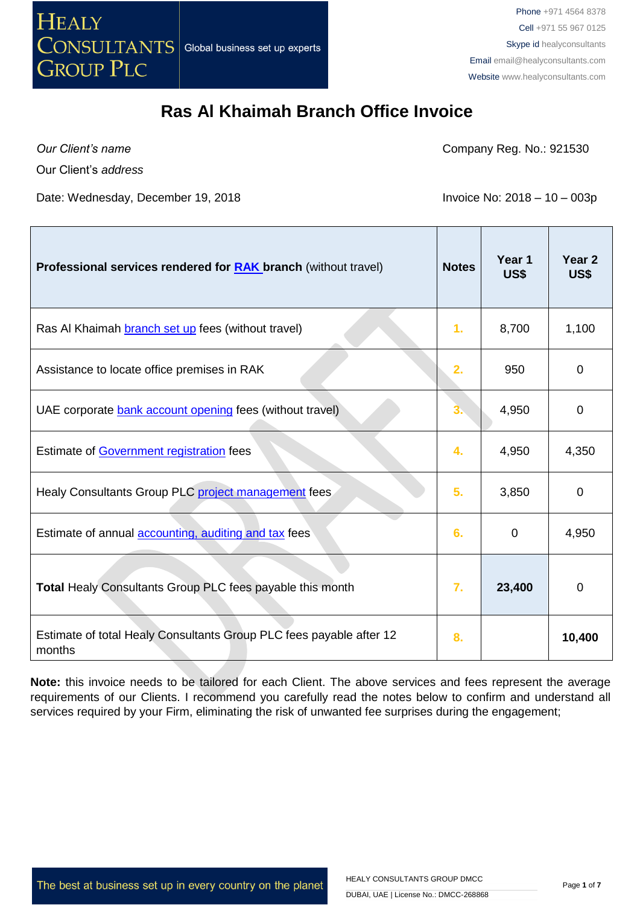HEALY CONSULTANTS GROUP PLC

Global business set up experts

**Phone** +971 4564 8378
**Cell** +971 55 967 0125
**Skype id** healyconsultants
**Email** email@healyconsultants.com
**Website** www.healyconsultants.com

# Ras Al Khaimah Branch Office Invoice

*Our Client's name*

Our Client's *address*

Company Reg. No.: 921530

Date: Wednesday, December 19, 2018

Invoice No: 2018 – 10 – 003p

| **Professional services rendered for RAK branch** (without travel) | **Notes** | **Year 1 US$** | **Year 2 US$** |
|---|---|---|---|
| Ras Al Khaimah branch set up fees (without travel) | 1. | 8,700 | 1,100 |
| Assistance to locate office premises in RAK | 2. | 950 | 0 |
| UAE corporate bank account opening fees (without travel) | 3. | 4,950 | 0 |
| Estimate of Government registration fees | 4. | 4,950 | 4,350 |
| Healy Consultants Group PLC project management fees | 5. | 3,850 | 0 |
| Estimate of annual accounting, auditing and tax fees | 6. | 0 | 4,950 |
| **Total** Healy Consultants Group PLC fees payable this month | 7. | **23,400** | 0 |
| Estimate of total Healy Consultants Group PLC fees payable after 12 months | 8. | | **10,400** |

**Note:** this invoice needs to be tailored for each Client. The above services and fees represent the average requirements of our Clients. I recommend you carefully read the notes below to confirm and understand all services required by your Firm, eliminating the risk of unwanted fee surprises during the engagement;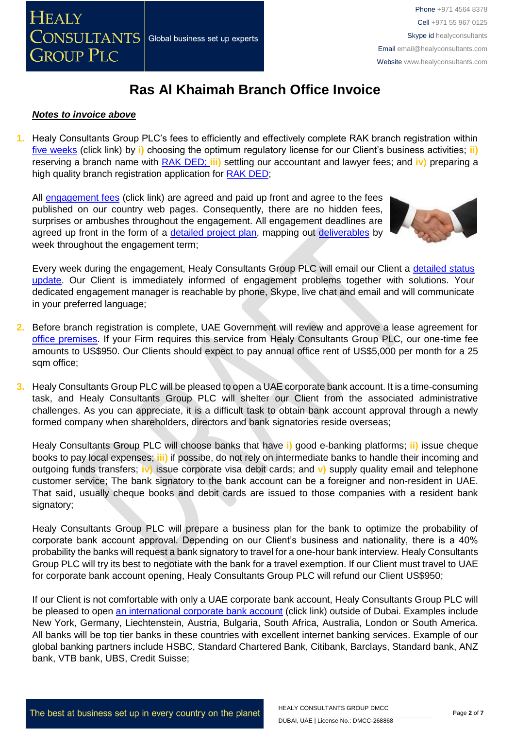# Ras Al Khaimah Branch Office Invoice

***Notes to invoice above***

1. Healy Consultants Group PLC's fees to efficiently and effectively complete RAK branch registration within five weeks (click link) by **i)** choosing the optimum regulatory license for our Client's business activities; **ii)** reserving a branch name with RAK DED; **iii)** settling our accountant and lawyer fees; and **iv)** preparing a high quality branch registration application for RAK DED;

   All engagement fees (click link) are agreed and paid up front and agree to the fees published on our country web pages. Consequently, there are no hidden fees, surprises or ambushes throughout the engagement. All engagement deadlines are agreed up front in the form of a detailed project plan, mapping out deliverables by week throughout the engagement term;

   Every week during the engagement, Healy Consultants Group PLC will email our Client a detailed status update. Our Client is immediately informed of engagement problems together with solutions. Your dedicated engagement manager is reachable by phone, Skype, live chat and email and will communicate in your preferred language;

2. Before branch registration is complete, UAE Government will review and approve a lease agreement for office premises. If your Firm requires this service from Healy Consultants Group PLC, our one-time fee amounts to US$950. Our Clients should expect to pay annual office rent of US$5,000 per month for a 25 sqm office;

3. Healy Consultants Group PLC will be pleased to open a UAE corporate bank account. It is a time-consuming task, and Healy Consultants Group PLC will shelter our Client from the associated administrative challenges. As you can appreciate, it is a difficult task to obtain bank account approval through a newly formed company when shareholders, directors and bank signatories reside overseas;

   Healy Consultants Group PLC will choose banks that have **i)** good e-banking platforms; **ii)** issue cheque books to pay local expenses; **iii)** if possibe, do not rely on intermediate banks to handle their incoming and outgoing funds transfers; **iv)** issue corporate visa debit cards; and **v)** supply quality email and telephone customer service; The bank signatory to the bank account can be a foreigner and non-resident in UAE. That said, usually cheque books and debit cards are issued to those companies with a resident bank signatory;

   Healy Consultants Group PLC will prepare a business plan for the bank to optimize the probability of corporate bank account approval. Depending on our Client's business and nationality, there is a 40% probability the banks will request a bank signatory to travel for a one-hour bank interview. Healy Consultants Group PLC will try its best to negotiate with the bank for a travel exemption. If our Client must travel to UAE for corporate bank account opening, Healy Consultants Group PLC will refund our Client US$950;

   If our Client is not comfortable with only a UAE corporate bank account, Healy Consultants Group PLC will be pleased to open an international corporate bank account (click link) outside of Dubai. Examples include New York, Germany, Liechtenstein, Austria, Bulgaria, South Africa, Australia, London or South America. All banks will be top tier banks in these countries with excellent internet banking services. Example of our global banking partners include HSBC, Standard Chartered Bank, Citibank, Barclays, Standard bank, ANZ bank, VTB bank, UBS, Credit Suisse;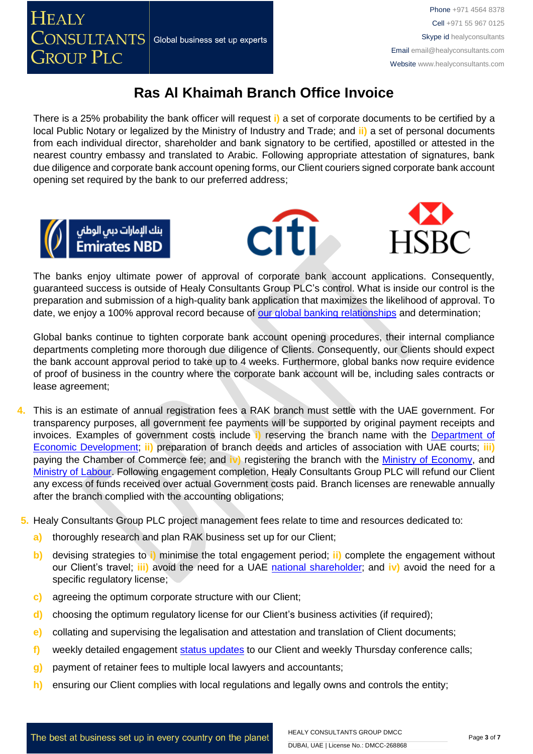# Ras Al Khaimah Branch Office Invoice

There is a 25% probability the bank officer will request **i)** a set of corporate documents to be certified by a local Public Notary or legalized by the Ministry of Industry and Trade; and **ii)** a set of personal documents from each individual director, shareholder and bank signatory to be certified, apostilled or attested in the nearest country embassy and translated to Arabic. Following appropriate attestation of signatures, bank due diligence and corporate bank account opening forms, our Client couriers signed corporate bank account opening set required by the bank to our preferred address;

The banks enjoy ultimate power of approval of corporate bank account applications. Consequently, guaranteed success is outside of Healy Consultants Group PLC's control. What is inside our control is the preparation and submission of a high-quality bank application that maximizes the likelihood of approval. To date, we enjoy a 100% approval record because of our global banking relationships and determination;

Global banks continue to tighten corporate bank account opening procedures, their internal compliance departments completing more thorough due diligence of Clients. Consequently, our Clients should expect the bank account approval period to take up to 4 weeks. Furthermore, global banks now require evidence of proof of business in the country where the corporate bank account will be, including sales contracts or lease agreement;

4. This is an estimate of annual registration fees a RAK branch must settle with the UAE government. For transparency purposes, all government fee payments will be supported by original payment receipts and invoices. Examples of government costs include **i)** reserving the branch name with the Department of Economic Development; **ii)** preparation of branch deeds and articles of association with UAE courts; **iii)** paying the Chamber of Commerce fee; and **iv)** registering the branch with the Ministry of Economy, and Ministry of Labour. Following engagement completion, Healy Consultants Group PLC will refund our Client any excess of funds received over actual Government costs paid. Branch licenses are renewable annually after the branch complied with the accounting obligations;

5. Healy Consultants Group PLC project management fees relate to time and resources dedicated to:
   - **a)** thoroughly research and plan RAK business set up for our Client;
   - **b)** devising strategies to **i)** minimise the total engagement period; **ii)** complete the engagement without our Client's travel; **iii)** avoid the need for a UAE national shareholder; and **iv)** avoid the need for a specific regulatory license;
   - **c)** agreeing the optimum corporate structure with our Client;
   - **d)** choosing the optimum regulatory license for our Client's business activities (if required);
   - **e)** collating and supervising the legalisation and attestation and translation of Client documents;
   - **f)** weekly detailed engagement status updates to our Client and weekly Thursday conference calls;
   - **g)** payment of retainer fees to multiple local lawyers and accountants;
   - **h)** ensuring our Client complies with local regulations and legally owns and controls the entity;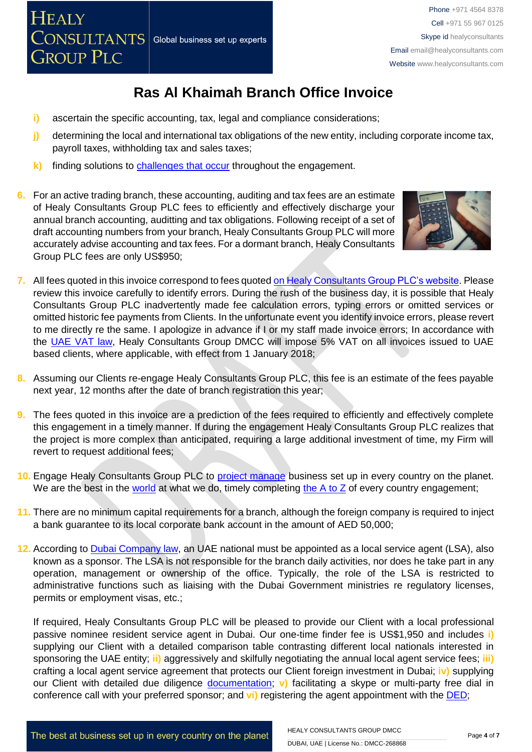# Ras Al Khaimah Branch Office Invoice

- **i)** ascertain the specific accounting, tax, legal and compliance considerations;
- **j)** determining the local and international tax obligations of the new entity, including corporate income tax, payroll taxes, withholding tax and sales taxes;
- **k)** finding solutions to challenges that occur throughout the engagement.

6. For an active trading branch, these accounting, auditing and tax fees are an estimate of Healy Consultants Group PLC fees to efficiently and effectively discharge your annual branch accounting, auditting and tax obligations. Following receipt of a set of draft accounting numbers from your branch, Healy Consultants Group PLC will more accurately advise accounting and tax fees. For a dormant branch, Healy Consultants Group PLC fees are only US$950;

7. All fees quoted in this invoice correspond to fees quoted on Healy Consultants Group PLC's website. Please review this invoice carefully to identify errors. During the rush of the business day, it is possible that Healy Consultants Group PLC inadvertently made fee calculation errors, typing errors or omitted services or omitted historic fee payments from Clients. In the unfortunate event you identify invoice errors, please revert to me directly re the same. I apologize in advance if I or my staff made invoice errors; In accordance with the UAE VAT law, Healy Consultants Group DMCC will impose 5% VAT on all invoices issued to UAE based clients, where applicable, with effect from 1 January 2018;

8. Assuming our Clients re-engage Healy Consultants Group PLC, this fee is an estimate of the fees payable next year, 12 months after the date of branch registration this year;

9. The fees quoted in this invoice are a prediction of the fees required to efficiently and effectively complete this engagement in a timely manner. If during the engagement Healy Consultants Group PLC realizes that the project is more complex than anticipated, requiring a large additional investment of time, my Firm will revert to request additional fees;

10. Engage Healy Consultants Group PLC to project manage business set up in every country on the planet. We are the best in the world at what we do, timely completing the A to Z of every country engagement;

11. There are no minimum capital requirements for a branch, although the foreign company is required to inject a bank guarantee to its local corporate bank account in the amount of AED 50,000;

12. According to Dubai Company law, an UAE national must be appointed as a local service agent (LSA), also known as a sponsor. The LSA is not responsible for the branch daily activities, nor does he take part in any operation, management or ownership of the office. Typically, the role of the LSA is restricted to administrative functions such as liaising with the Dubai Government ministries re regulatory licenses, permits or employment visas, etc.;

    If required, Healy Consultants Group PLC will be pleased to provide our Client with a local professional passive nominee resident service agent in Dubai. Our one-time finder fee is US$1,950 and includes **i)** supplying our Client with a detailed comparison table contrasting different local nationals interested in sponsoring the UAE entity; **ii)** aggressively and skilfully negotiating the annual local agent service fees; **iii)** crafting a local agent service agreement that protects our Client foreign investment in Dubai; **iv)** supplying our Client with detailed due diligence documentation; **v)** facilitating a skype or multi-party free dial in conference call with your preferred sponsor; and **vi)** registering the agent appointment with the DED;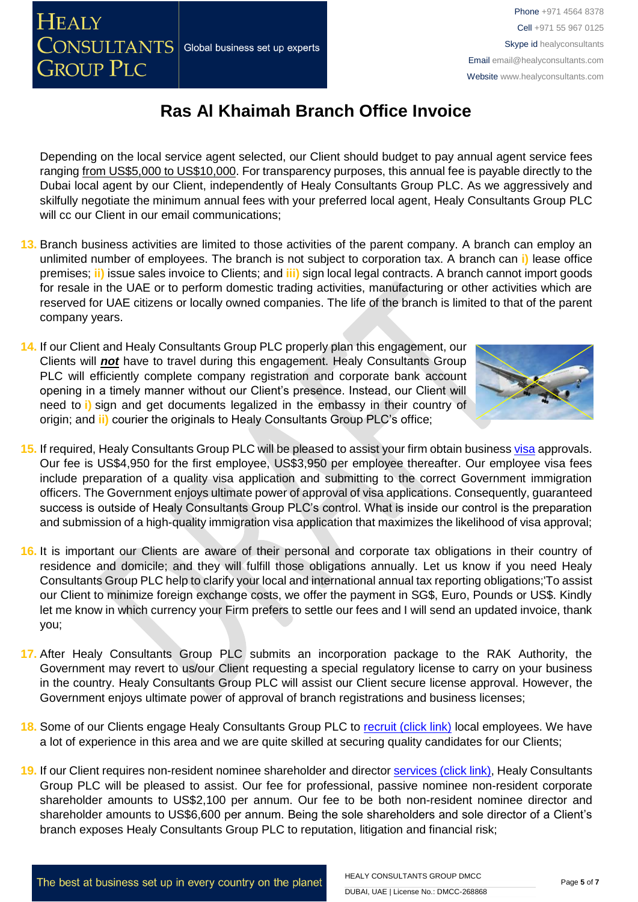# Ras Al Khaimah Branch Office Invoice

Depending on the local service agent selected, our Client should budget to pay annual agent service fees ranging from US$5,000 to US$10,000. For transparency purposes, this annual fee is payable directly to the Dubai local agent by our Client, independently of Healy Consultants Group PLC. As we aggressively and skilfully negotiate the minimum annual fees with your preferred local agent, Healy Consultants Group PLC will cc our Client in our email communications;

13. Branch business activities are limited to those activities of the parent company. A branch can employ an unlimited number of employees. The branch is not subject to corporation tax. A branch can **i)** lease office premises; **ii)** issue sales invoice to Clients; and **iii)** sign local legal contracts. A branch cannot import goods for resale in the UAE or to perform domestic trading activities, manufacturing or other activities which are reserved for UAE citizens or locally owned companies. The life of the branch is limited to that of the parent company years.

14. If our Client and Healy Consultants Group PLC properly plan this engagement, our Clients will ***not*** have to travel during this engagement. Healy Consultants Group PLC will efficiently complete company registration and corporate bank account opening in a timely manner without our Client's presence. Instead, our Client will need to **i)** sign and get documents legalized in the embassy in their country of origin; and **ii)** courier the originals to Healy Consultants Group PLC's office;

15. If required, Healy Consultants Group PLC will be pleased to assist your firm obtain business visa approvals. Our fee is US$4,950 for the first employee, US$3,950 per employee thereafter. Our employee visa fees include preparation of a quality visa application and submitting to the correct Government immigration officers. The Government enjoys ultimate power of approval of visa applications. Consequently, guaranteed success is outside of Healy Consultants Group PLC's control. What is inside our control is the preparation and submission of a high-quality immigration visa application that maximizes the likelihood of visa approval;

16. It is important our Clients are aware of their personal and corporate tax obligations in their country of residence and domicile; and they will fulfill those obligations annually. Let us know if you need Healy Consultants Group PLC help to clarify your local and international annual tax reporting obligations;'To assist our Client to minimize foreign exchange costs, we offer the payment in SG$, Euro, Pounds or US$. Kindly let me know in which currency your Firm prefers to settle our fees and I will send an updated invoice, thank you;

17. After Healy Consultants Group PLC submits an incorporation package to the RAK Authority, the Government may revert to us/our Client requesting a special regulatory license to carry on your business in the country. Healy Consultants Group PLC will assist our Client secure license approval. However, the Government enjoys ultimate power of approval of branch registrations and business licenses;

18. Some of our Clients engage Healy Consultants Group PLC to recruit (click link) local employees. We have a lot of experience in this area and we are quite skilled at securing quality candidates for our Clients;

19. If our Client requires non-resident nominee shareholder and director services (click link), Healy Consultants Group PLC will be pleased to assist. Our fee for professional, passive nominee non-resident corporate shareholder amounts to US$2,100 per annum. Our fee to be both non-resident nominee director and shareholder amounts to US$6,600 per annum. Being the sole shareholders and sole director of a Client's branch exposes Healy Consultants Group PLC to reputation, litigation and financial risk;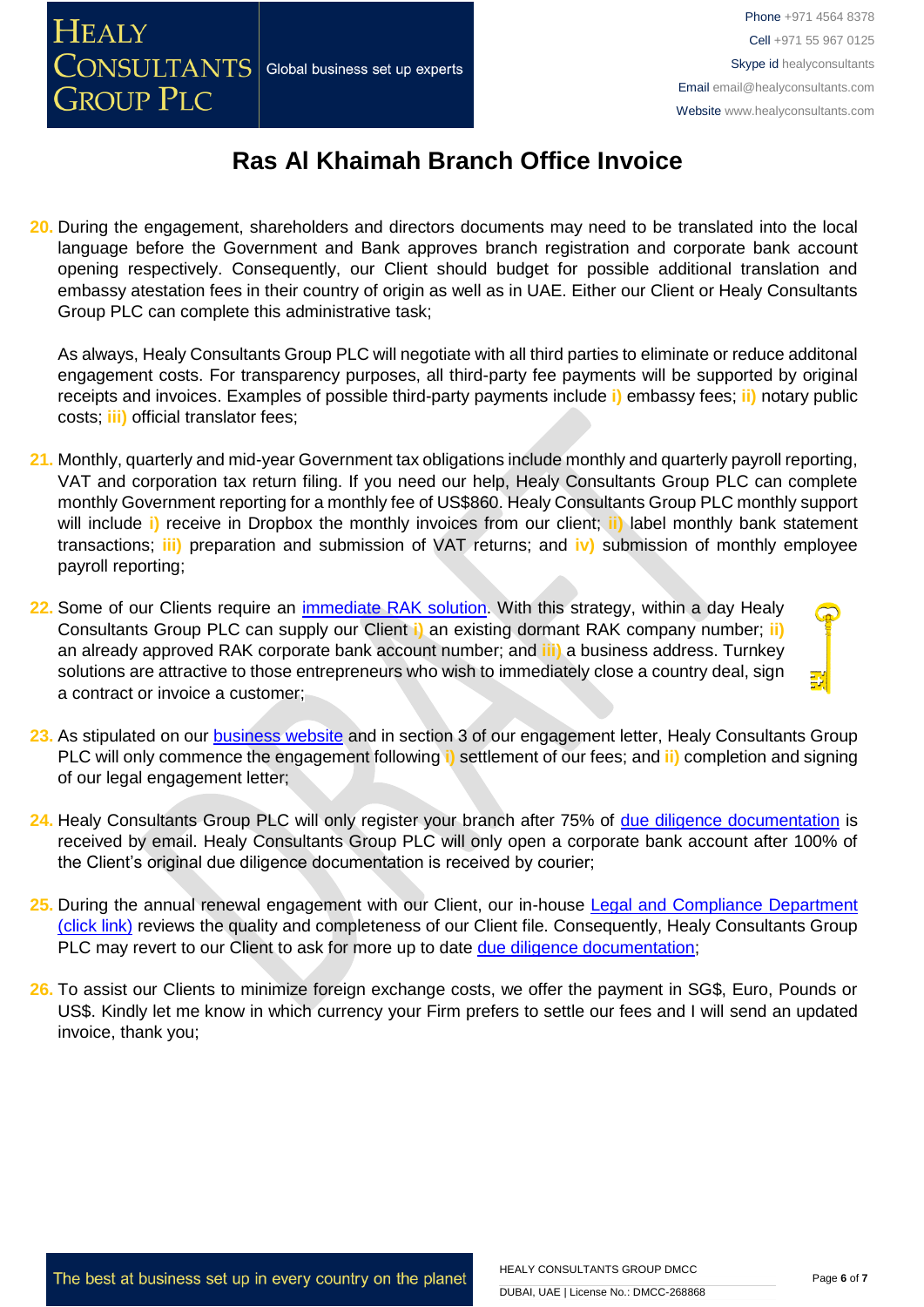# Ras Al Khaimah Branch Office Invoice

20. During the engagement, shareholders and directors documents may need to be translated into the local language before the Government and Bank approves branch registration and corporate bank account opening respectively. Consequently, our Client should budget for possible additional translation and embassy atestation fees in their country of origin as well as in UAE. Either our Client or Healy Consultants Group PLC can complete this administrative task;

    As always, Healy Consultants Group PLC will negotiate with all third parties to eliminate or reduce additonal engagement costs. For transparency purposes, all third-party fee payments will be supported by original receipts and invoices. Examples of possible third-party payments include **i)** embassy fees; **ii)** notary public costs; **iii)** official translator fees;

21. Monthly, quarterly and mid-year Government tax obligations include monthly and quarterly payroll reporting, VAT and corporation tax return filing. If you need our help, Healy Consultants Group PLC can complete monthly Government reporting for a monthly fee of US$860. Healy Consultants Group PLC monthly support will include **i)** receive in Dropbox the monthly invoices from our client; **ii)** label monthly bank statement transactions; **iii)** preparation and submission of VAT returns; and **iv)** submission of monthly employee payroll reporting;

22. Some of our Clients require an [immediate RAK solution](). With this strategy, within a day Healy Consultants Group PLC can supply our Client **i)** an existing dormant RAK company number; **ii)** an already approved RAK corporate bank account number; and **iii)** a business address. Turnkey solutions are attractive to those entrepreneurs who wish to immediately close a country deal, sign a contract or invoice a customer;

23. As stipulated on our [business website]() and in section 3 of our engagement letter, Healy Consultants Group PLC will only commence the engagement following **i)** settlement of our fees; and **ii)** completion and signing of our legal engagement letter;

24. Healy Consultants Group PLC will only register your branch after 75% of [due diligence documentation]() is received by email. Healy Consultants Group PLC will only open a corporate bank account after 100% of the Client's original due diligence documentation is received by courier;

25. During the annual renewal engagement with our Client, our in-house [Legal and Compliance Department (click link)]() reviews the quality and completeness of our Client file. Consequently, Healy Consultants Group PLC may revert to our Client to ask for more up to date [due diligence documentation]();

26. To assist our Clients to minimize foreign exchange costs, we offer the payment in SG$, Euro, Pounds or US$. Kindly let me know in which currency your Firm prefers to settle our fees and I will send an updated invoice, thank you;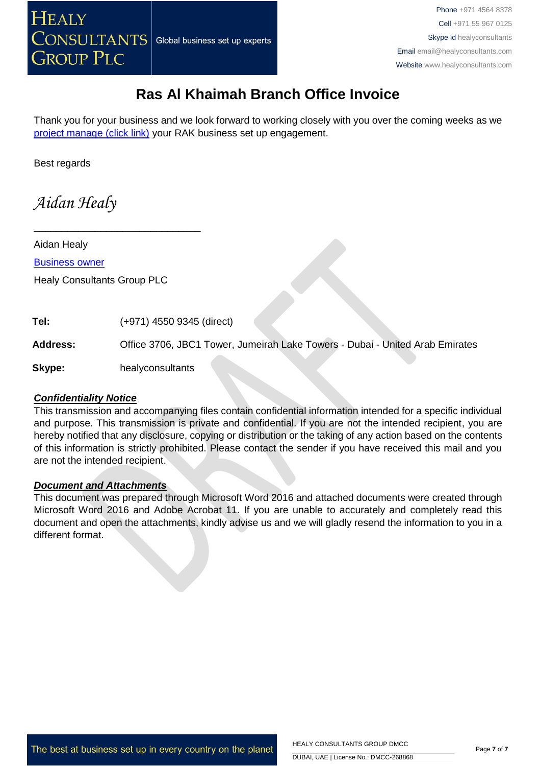# Ras Al Khaimah Branch Office Invoice

Thank you for your business and we look forward to working closely with you over the coming weeks as we project manage (click link) your RAK business set up engagement.

Best regards

*Aidan Healy*

\_\_\_\_\_\_\_\_\_\_\_\_\_\_\_\_\_\_\_\_\_\_\_\_\_\_\_\_\_\_

Aidan Healy

Business owner

Healy Consultants Group PLC

| | |
|---|---|
| **Tel:** | (+971) 4550 9345 (direct) |
| **Address:** | Office 3706, JBC1 Tower, Jumeirah Lake Towers - Dubai - United Arab Emirates |
| **Skype:** | healyconsultants |

***Confidentiality Notice***

This transmission and accompanying files contain confidential information intended for a specific individual and purpose. This transmission is private and confidential. If you are not the intended recipient, you are hereby notified that any disclosure, copying or distribution or the taking of any action based on the contents of this information is strictly prohibited. Please contact the sender if you have received this mail and you are not the intended recipient.

***Document and Attachments***

This document was prepared through Microsoft Word 2016 and attached documents were created through Microsoft Word 2016 and Adobe Acrobat 11. If you are unable to accurately and completely read this document and open the attachments, kindly advise us and we will gladly resend the information to you in a different format.